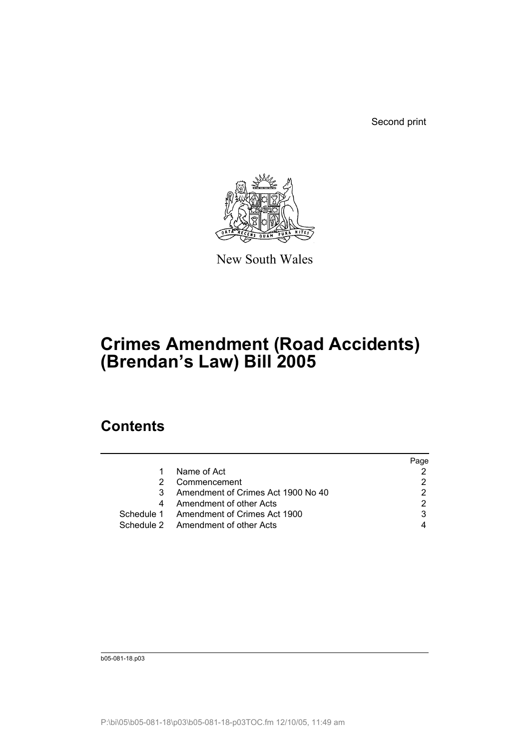Second print

New South Wales

# Crimes Amendment (Road Accidents) (Brendan's Law) Bill 2005

## Contents

| | | Page |
|---|---|---|
| 1 | Name of Act | 2 |
| 2 | Commencement | 2 |
| 3 | Amendment of Crimes Act 1900 No 40 | 2 |
| 4 | Amendment of other Acts | 2 |
| Schedule 1 | Amendment of Crimes Act 1900 | 3 |
| Schedule 2 | Amendment of other Acts | 4 |

b05-081-18.p03

P:\bi\05\b05-081-18\p03\b05-081-18-p03TOC.fm 12/10/05, 11:49 am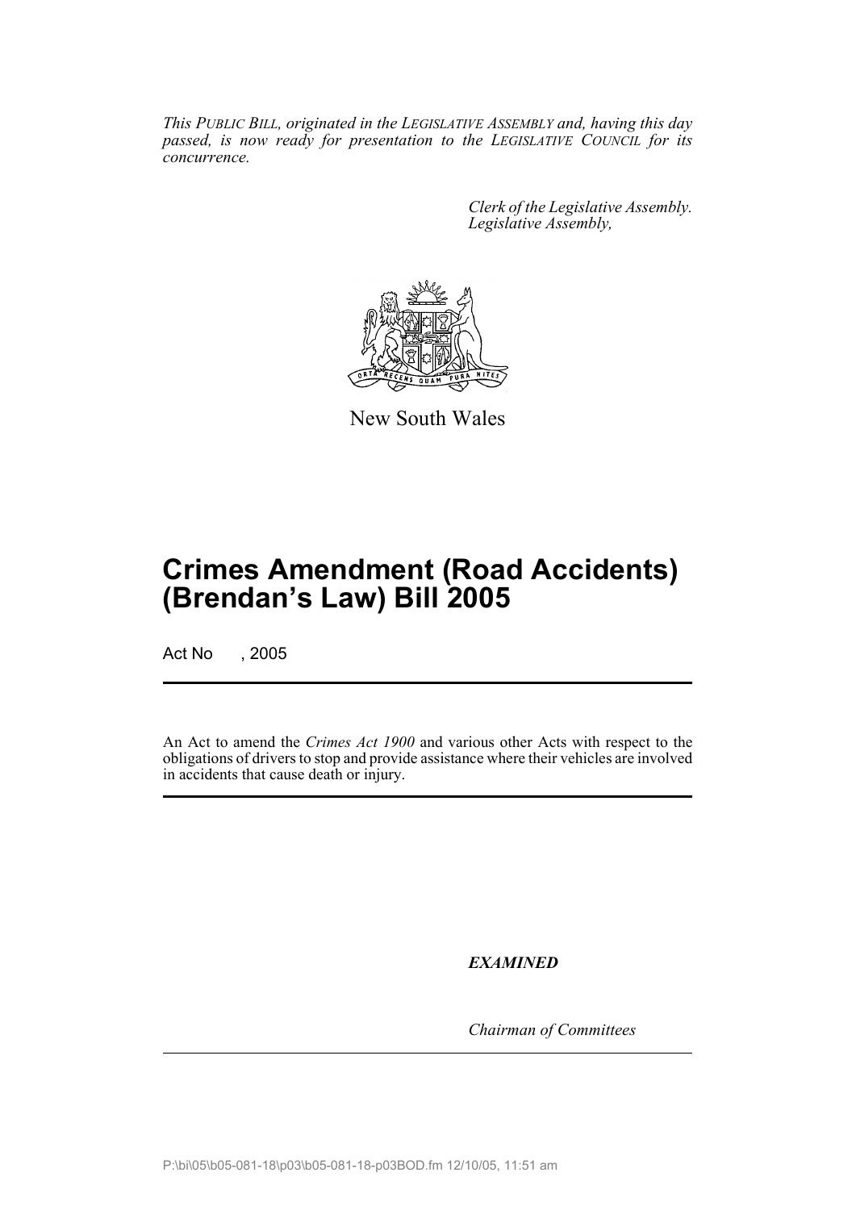*This PUBLIC BILL, originated in the LEGISLATIVE ASSEMBLY and, having this day passed, is now ready for presentation to the LEGISLATIVE COUNCIL for its concurrence.*

*Clerk of the Legislative Assembly.*
*Legislative Assembly,*

New South Wales

# Crimes Amendment (Road Accidents) (Brendan's Law) Bill 2005

Act No , 2005

An Act to amend the *Crimes Act 1900* and various other Acts with respect to the obligations of drivers to stop and provide assistance where their vehicles are involved in accidents that cause death or injury.

***EXAMINED***

*Chairman of Committees*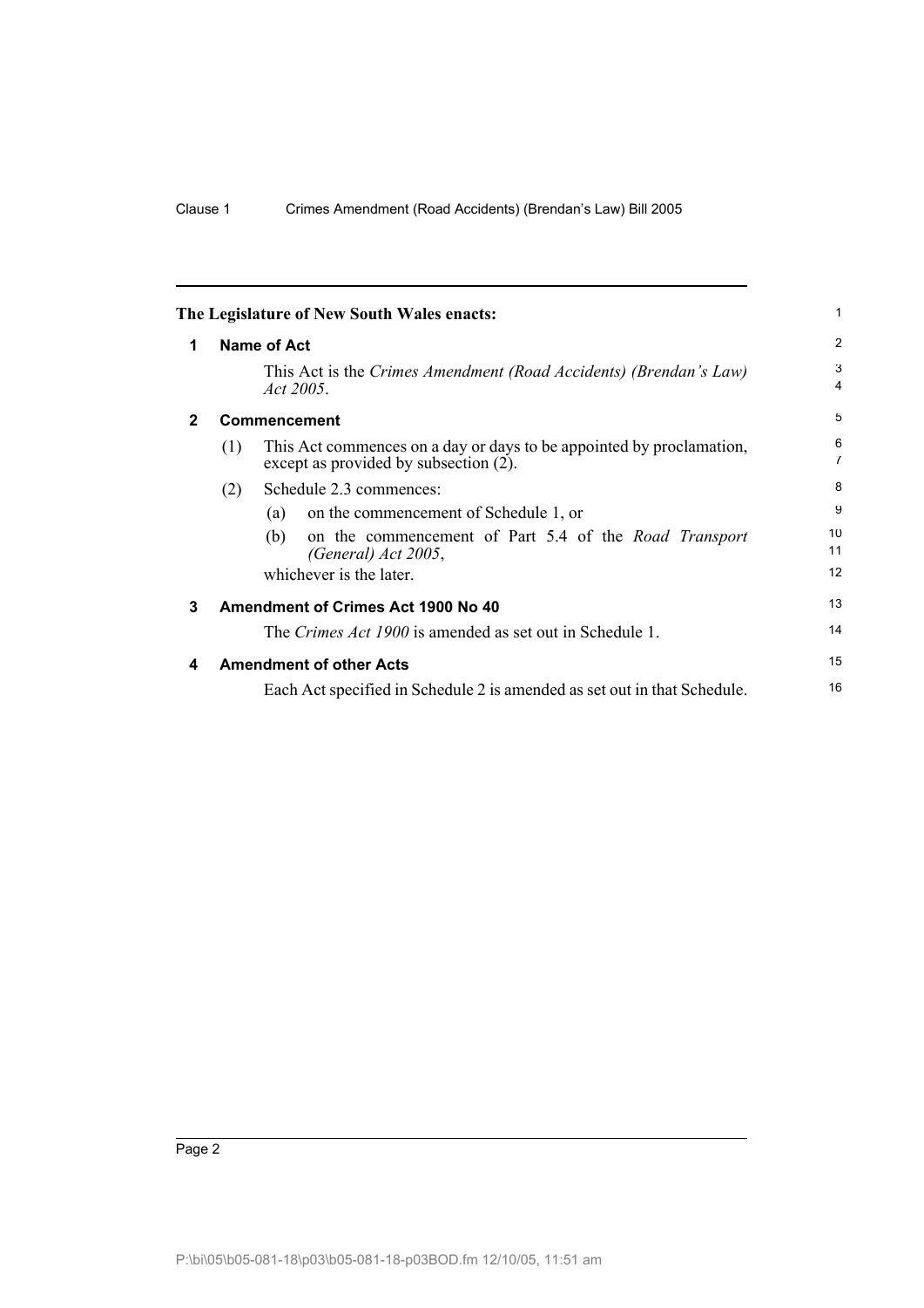The Legislature of New South Wales enacts:

## 1 Name of Act

This Act is the *Crimes Amendment (Road Accidents) (Brendan's Law) Act 2005*.

## 2 Commencement

(1) This Act commences on a day or days to be appointed by proclamation, except as provided by subsection (2).

(2) Schedule 2.3 commences:

(a) on the commencement of Schedule 1, or

(b) on the commencement of Part 5.4 of the *Road Transport (General) Act 2005*,

whichever is the later.

## 3 Amendment of Crimes Act 1900 No 40

The *Crimes Act 1900* is amended as set out in Schedule 1.

## 4 Amendment of other Acts

Each Act specified in Schedule 2 is amended as set out in that Schedule.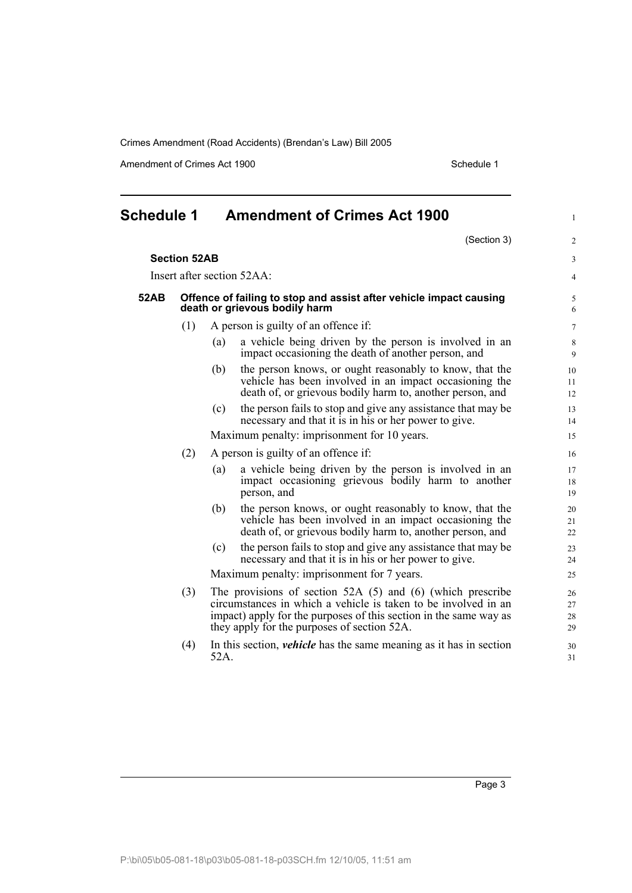# Schedule 1 Amendment of Crimes Act 1900

(Section 3)

**Section 52AB**

Insert after section 52AA:

**52AB Offence of failing to stop and assist after vehicle impact causing death or grievous bodily harm**

(1) A person is guilty of an offence if:

(a) a vehicle being driven by the person is involved in an impact occasioning the death of another person, and

(b) the person knows, or ought reasonably to know, that the vehicle has been involved in an impact occasioning the death of, or grievous bodily harm to, another person, and

(c) the person fails to stop and give any assistance that may be necessary and that it is in his or her power to give.

Maximum penalty: imprisonment for 10 years.

(2) A person is guilty of an offence if:

(a) a vehicle being driven by the person is involved in an impact occasioning grievous bodily harm to another person, and

(b) the person knows, or ought reasonably to know, that the vehicle has been involved in an impact occasioning the death of, or grievous bodily harm to, another person, and

(c) the person fails to stop and give any assistance that may be necessary and that it is in his or her power to give.

Maximum penalty: imprisonment for 7 years.

(3) The provisions of section 52A (5) and (6) (which prescribe circumstances in which a vehicle is taken to be involved in an impact) apply for the purposes of this section in the same way as they apply for the purposes of section 52A.

(4) In this section, ***vehicle*** has the same meaning as it has in section 52A.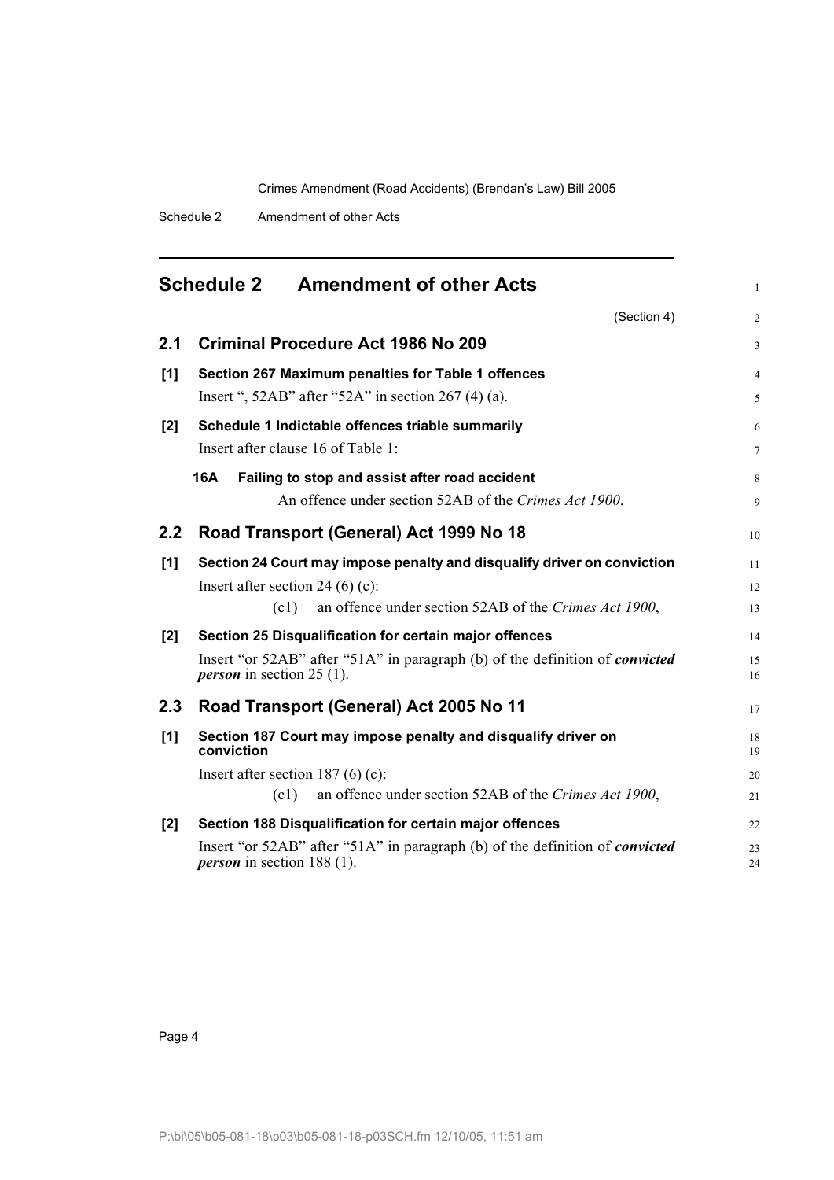## Schedule 2 Amendment of other Acts

(Section 4)

### 2.1 Criminal Procedure Act 1986 No 209

**[1] Section 267 Maximum penalties for Table 1 offences**

Insert ", 52AB" after "52A" in section 267 (4) (a).

**[2] Schedule 1 Indictable offences triable summarily**

Insert after clause 16 of Table 1:

**16A Failing to stop and assist after road accident**

An offence under section 52AB of the *Crimes Act 1900*.

### 2.2 Road Transport (General) Act 1999 No 18

**[1] Section 24 Court may impose penalty and disqualify driver on conviction**

Insert after section 24 (6) (c):

(c1) an offence under section 52AB of the *Crimes Act 1900*,

**[2] Section 25 Disqualification for certain major offences**

Insert "or 52AB" after "51A" in paragraph (b) of the definition of ***convicted person*** in section 25 (1).

### 2.3 Road Transport (General) Act 2005 No 11

**[1] Section 187 Court may impose penalty and disqualify driver on conviction**

Insert after section 187 (6) (c):

(c1) an offence under section 52AB of the *Crimes Act 1900*,

**[2] Section 188 Disqualification for certain major offences**

Insert "or 52AB" after "51A" in paragraph (b) of the definition of ***convicted person*** in section 188 (1).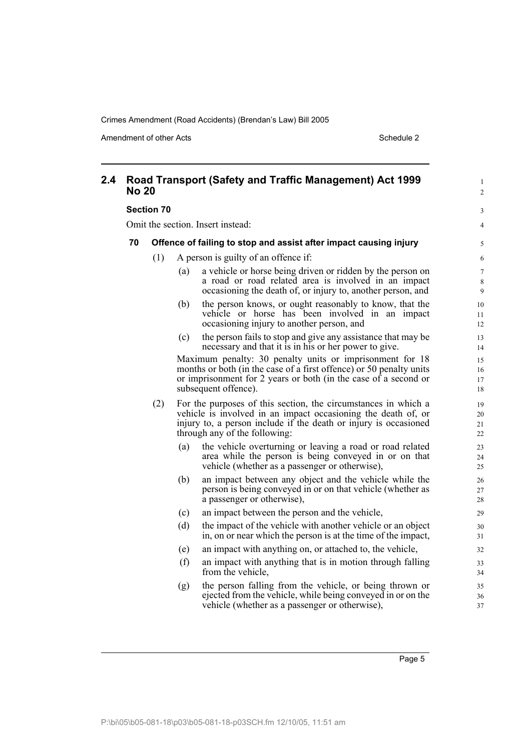## 2.4 Road Transport (Safety and Traffic Management) Act 1999 No 20

### Section 70

Omit the section. Insert instead:

### 70 Offence of failing to stop and assist after impact causing injury

(1) A person is guilty of an offence if:

(a) a vehicle or horse being driven or ridden by the person on a road or road related area is involved in an impact occasioning the death of, or injury to, another person, and

(b) the person knows, or ought reasonably to know, that the vehicle or horse has been involved in an impact occasioning injury to another person, and

(c) the person fails to stop and give any assistance that may be necessary and that it is in his or her power to give.

Maximum penalty: 30 penalty units or imprisonment for 18 months or both (in the case of a first offence) or 50 penalty units or imprisonment for 2 years or both (in the case of a second or subsequent offence).

(2) For the purposes of this section, the circumstances in which a vehicle is involved in an impact occasioning the death of, or injury to, a person include if the death or injury is occasioned through any of the following:

(a) the vehicle overturning or leaving a road or road related area while the person is being conveyed in or on that vehicle (whether as a passenger or otherwise),

(b) an impact between any object and the vehicle while the person is being conveyed in or on that vehicle (whether as a passenger or otherwise),

(c) an impact between the person and the vehicle,

(d) the impact of the vehicle with another vehicle or an object in, on or near which the person is at the time of the impact,

(e) an impact with anything on, or attached to, the vehicle,

(f) an impact with anything that is in motion through falling from the vehicle,

(g) the person falling from the vehicle, or being thrown or ejected from the vehicle, while being conveyed in or on the vehicle (whether as a passenger or otherwise),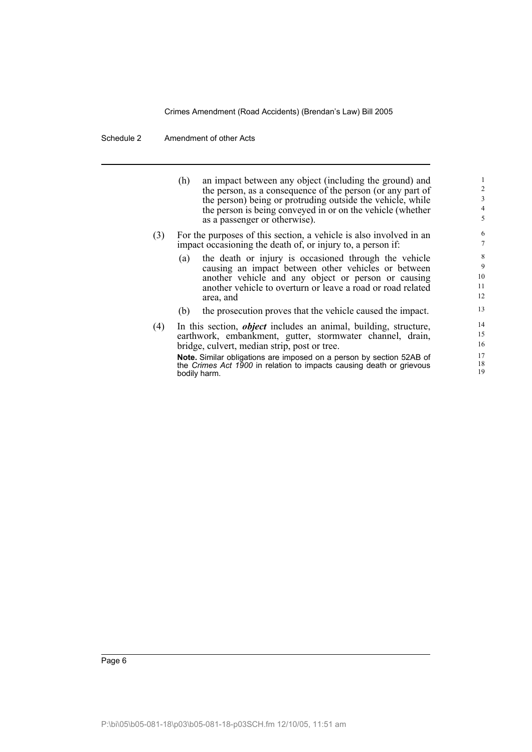(h) an impact between any object (including the ground) and the person, as a consequence of the person (or any part of the person) being or protruding outside the vehicle, while the person is being conveyed in or on the vehicle (whether as a passenger or otherwise).

(3) For the purposes of this section, a vehicle is also involved in an impact occasioning the death of, or injury to, a person if:

(a) the death or injury is occasioned through the vehicle causing an impact between other vehicles or between another vehicle and any object or person or causing another vehicle to overturn or leave a road or road related area, and

(b) the prosecution proves that the vehicle caused the impact.

(4) In this section, ***object*** includes an animal, building, structure, earthwork, embankment, gutter, stormwater channel, drain, bridge, culvert, median strip, post or tree.

**Note.** Similar obligations are imposed on a person by section 52AB of the *Crimes Act 1900* in relation to impacts causing death or grievous bodily harm.